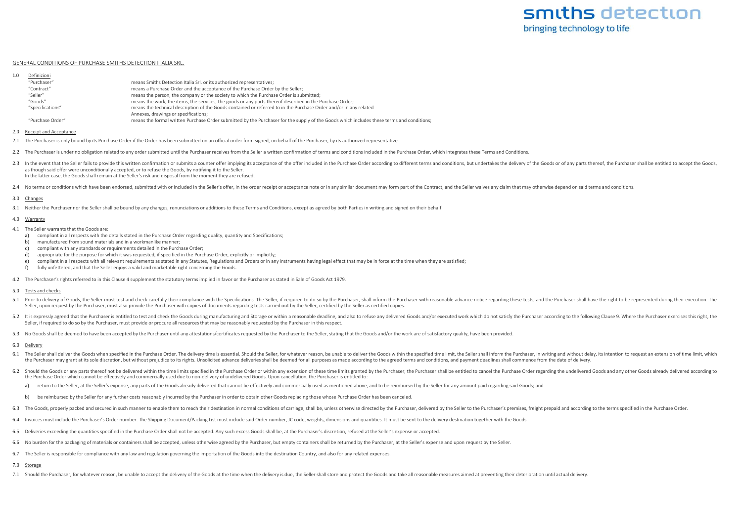# GENERAL CONDITIONS OF PURCHASE SMITHS DETECTION ITALIA SRL.

## 1.0 Definizioni

| | |
|---|---|
| "Purchaser" | means Smiths Detection Italia Srl. or its authorized representatives; |
| "Contract" | means a Purchase Order and the acceptance of the Purchase Order by the Seller; |
| "Seller" | means the person, the company or the society to which the Purchase Order is submitted; |
| "Goods" | means the work, the items, the services, the goods or any parts thereof described in the Purchase Order; |
| "Specifications" | means the technical description of the Goods contained or referred to in the Purchase Order and/or in any related Annexes, drawings or specifications; |
| "Purchase Order" | means the formal written Purchase Order submitted by the Purchaser for the supply of the Goods which includes these terms and conditions; |

## 2.0 Receipt and Acceptance

2.1 The Purchaser is only bound by its Purchase Order if the Order has been submitted on an official order form signed, on behalf of the Purchaser, by its authorized representative.

2.2 The Purchaser is under no obligation related to any order submitted until the Purchaser receives from the Seller a written confirmation of terms and conditions included in the Purchase Order, which integrates these Terms and Conditions.

2.3 In the event that the Seller fails to provide this written confirmation or submits a counter offer implying its acceptance of the offer included in the Purchase Order according to different terms and conditions, but undertakes the delivery of the Goods or of any parts thereof, the Purchaser shall be entitled to accept the Goods, as though said offer were unconditionally accepted, or to refuse the Goods, by notifying it to the Seller.
In the latter case, the Goods shall remain at the Seller's risk and disposal from the moment they are refused.

2.4 No terms or conditions which have been endorsed, submitted with or included in the Seller's offer, in the order receipt or acceptance note or in any similar document may form part of the Contract, and the Seller waives any claim that may otherwise depend on said terms and conditions.

## 3.0 Changes

3.1 Neither the Purchaser nor the Seller shall be bound by any changes, renunciations or additions to these Terms and Conditions, except as agreed by both Parties in writing and signed on their behalf.

## 4.0 Warranty

4.1 The Seller warrants that the Goods are:

a) compliant in all respects with the details stated in the Purchase Order regarding quality, quantity and Specifications;
b) manufactured from sound materials and in a workmanlike manner;
c) compliant with any standards or requirements detailed in the Purchase Order;
d) appropriate for the purpose for which it was requested, if specified in the Purchase Order, explicitly or implicitly;
e) compliant in all respects with all relevant requirements as stated in any Statutes, Regulations and Orders or in any instruments having legal effect that may be in force at the time when they are satisfied;
f) fully unfettered, and that the Seller enjoys a valid and marketable right concerning the Goods.

4.2 The Purchaser's rights referred to in this Clause 4 supplement the statutory terms implied in favor or the Purchaser as stated in Sale of Goods Act 1979.

## 5.0 Tests and checks

5.1 Prior to delivery of Goods, the Seller must test and check carefully their compliance with the Specifications. The Seller, if required to do so by the Purchaser, shall inform the Purchaser with reasonable advance notice regarding these tests, and the Purchaser shall have the right to be represented during their execution. The Seller, upon request by the Purchaser, must also provide the Purchaser with copies of documents regarding tests carried out by the Seller, certified by the Seller as certified copies.

5.2 It is expressly agreed that the Purchaser is entitled to test and check the Goods during manufacturing and Storage or within a reasonable deadline, and also to refuse any delivered Goods and/or executed work which do not satisfy the Purchaser according to the following Clause 9. Where the Purchaser exercises this right, the Seller, if required to do so by the Purchaser, must provide or procure all resources that may be reasonably requested by the Purchaser in this respect.

5.3 No Goods shall be deemed to have been accepted by the Purchaser until any attestations/certificates requested by the Purchaser to the Seller, stating that the Goods and/or the work are of satisfactory quality, have been provided.

## 6.0 Delivery

6.1 The Seller shall deliver the Goods when specified in the Purchase Order. The delivery time is essential. Should the Seller, for whatever reason, be unable to deliver the Goods within the specified time limit, the Seller shall inform the Purchaser, in writing and without delay, its intention to request an extension of time limit, which the Purchaser may grant at its sole discretion, but without prejudice to its rights. Unsolicited advance deliveries shall be deemed for all purposes as made according to the agreed terms and conditions, and payment deadlines shall commence from the date of delivery.

6.2 Should the Goods or any parts thereof not be delivered within the time limits specified in the Purchase Order or within any extension of these time limits granted by the Purchaser, the Purchaser shall be entitled to cancel the Purchase Order regarding the undelivered Goods and any other Goods already delivered according to the Purchase Order which cannot be effectively and commercially used due to non-delivery of undelivered Goods. Upon cancellation, the Purchaser is entitled to:

a) return to the Seller, at the Seller's expense, any parts of the Goods already delivered that cannot be effectively and commercially used as mentioned above, and to be reimbursed by the Seller for any amount paid regarding said Goods; and

b) be reimbursed by the Seller for any further costs reasonably incurred by the Purchaser in order to obtain other Goods replacing those whose Purchase Order has been canceled.

6.3 The Goods, properly packed and secured in such manner to enable them to reach their destination in normal conditions of carriage, shall be, unless otherwise directed by the Purchaser, delivered by the Seller to the Purchaser's premises, freight prepaid and according to the terms specified in the Purchase Order.

6.4 Invoices must include the Purchaser's Order number. The Shipping Document/Packing List must include said Order number, JC code, weights, dimensions and quantities. It must be sent to the delivery destination together with the Goods.

6.5 Deliveries exceeding the quantities specified in the Purchase Order shall not be accepted. Any such excess Goods shall be, at the Purchaser's discretion, refused at the Seller's expense or accepted.

6.6 No burden for the packaging of materials or containers shall be accepted, unless otherwise agreed by the Purchaser, but empty containers shall be returned by the Purchaser, at the Seller's expense and upon request by the Seller.

6.7 The Seller is responsible for compliance with any law and regulation governing the importation of the Goods into the destination Country, and also for any related expenses.

## 7.0 Storage

7.1 Should the Purchaser, for whatever reason, be unable to accept the delivery of the Goods at the time when the delivery is due, the Seller shall store and protect the Goods and take all reasonable measures aimed at preventing their deterioration until actual delivery.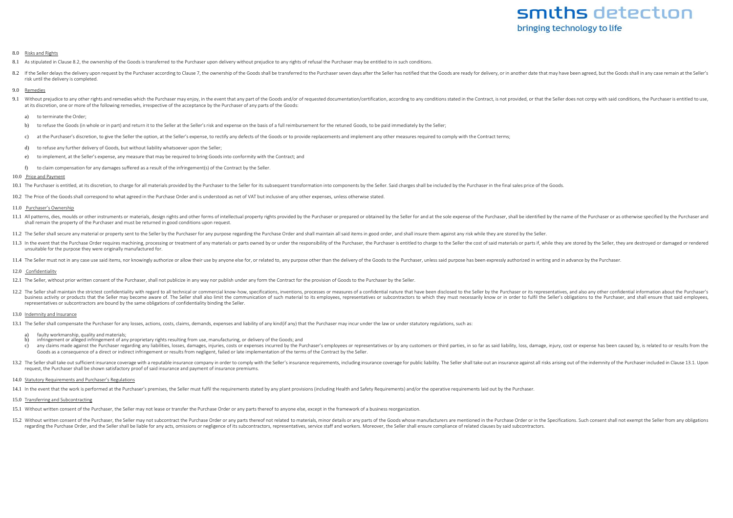## 8.0 Risks and Rights

8.1 As stipulated in Clause 8.2, the ownership of the Goods is transferred to the Purchaser upon delivery without prejudice to any rights of refusal the Purchaser may be entitled to in such conditions.

8.2 If the Seller delays the delivery upon request by the Purchaser according to Clause 7, the ownership of the Goods shall be transferred to the Purchaser seven days after the Seller has notified that the Goods are ready for delivery, or in another date that may have been agreed, but the Goods shall in any case remain at the Seller's risk until the delivery is completed.

## 9.0 Remedies

9.1 Without prejudice to any other rights and remedies which the Purchaser may enjoy, in the event that any part of the Goods and/or of requested documentation/certification, according to any conditions stated in the Contract, is not provided, or that the Seller does not comply with said conditions, the Purchaser is entitled to use, at its discretion, one or more of the following remedies, irrespective of the acceptance by the Purchaser of any parts of the Goods:

a) to terminate the Order;

b) to refuse the Goods (in whole or in part) and return it to the Seller at the Seller's risk and expense on the basis of a full reimbursement for the retuned Goods, to be paid immediately by the Seller;

c) at the Purchaser's discretion, to give the Seller the option, at the Seller's expense, to rectify any defects of the Goods or to provide replacements and implement any other measures required to comply with the Contract terms;

d) to refuse any further delivery of Goods, but without liability whatsoever upon the Seller;

e) to implement, at the Seller's expense, any measure that may be required to bring Goods into conformity with the Contract; and

f) to claim compensation for any damages suffered as a result of the infringement(s) of the Contract by the Seller.

## 10.0 Price and Payment

10.1 The Purchaser is entitled, at its discretion, to charge for all materials provided by the Purchaser to the Seller for its subsequent transformation into components by the Seller. Said charges shall be included by the Purchaser in the final sales price of the Goods.

10.2 The Price of the Goods shall correspond to what agreed in the Purchase Order and is understood as net of VAT but inclusive of any other expenses, unless otherwise stated.

## 11.0 Purchaser's Ownership

11.1 All patterns, dies, moulds or other instruments or materials, design rights and other forms of intellectual property rights provided by the Purchaser or prepared or obtained by the Seller for and at the sole expense of the Purchaser, shall be identified by the name of the Purchaser or as otherwise specified by the Purchaser and shall remain the property of the Purchaser and must be returned in good conditions upon request.

11.2 The Seller shall secure any material or property sent to the Seller by the Purchaser for any purpose regarding the Purchase Order and shall maintain all said items in good order, and shall insure them against any risk while they are stored by the Seller.

11.3 In the event that the Purchase Order requires machining, processing or treatment of any materials or parts owned by or under the responsibility of the Purchaser, the Purchaser is entitled to charge to the Seller the cost of said materials or parts if, while they are stored by the Seller, they are destroyed or damaged or rendered unsuitable for the purpose they were originally manufactured for.

11.4 The Seller must not in any case use said items, nor knowingly authorize or allow their use by anyone else for, or related to, any purpose other than the delivery of the Goods to the Purchaser, unless said purpose has been expressly authorized in writing and in advance by the Purchaser.

## 12.0 Confidentiality

12.1 The Seller, without prior written consent of the Purchaser, shall not publicize in any way nor publish under any form the Contract for the provision of Goods to the Purchaser by the Seller.

12.2 The Seller shall maintain the strictest confidentiality with regard to all technical or commercial know-how, specifications, inventions, processes or measures of a confidential nature that have been disclosed to the Seller by the Purchaser or its representatives, and also any other confidential information about the Purchaser's business activity or products that the Seller may become aware of. The Seller shall also limit the communication of such material to its employees, representatives or subcontractors to which they must necessarily know or in order to fulfil the Seller's obligations to the Purchaser, and shall ensure that said employees, representatives or subcontractors are bound by the same obligations of confidentiality binding the Seller.

## 13.0 Indemnity and Insurance

13.1 The Seller shall compensate the Purchaser for any losses, actions, costs, claims, demands, expenses and liability of any kind(if any) that the Purchaser may incur under the law or under statutory regulations, such as:

a) faulty workmanship, quality and materials;
b) infringement or alleged infringement of any proprietary rights resulting from use, manufacturing, or delivery of the Goods; and
c) any claims made against the Purchaser regarding any liabilities, losses, damages, injuries, costs or expenses incurred by the Purchaser's employees or representatives or by any customers or third parties, in so far as said liability, loss, damage, injury, cost or expense has been caused by, is related to or results from the Goods as a consequence of a direct or indirect infringement or results from negligent, failed or late implementation of the terms of the Contract by the Seller.

13.2 The Seller shall take out sufficient insurance coverage with a reputable insurance company in order to comply with the Seller's insurance requirements, including insurance coverage for public liability. The Seller shall take out an insurance against all risks arising out of the indemnity of the Purchaser included in Clause 13.1. Upon request, the Purchaser shall be shown satisfactory proof of said insurance and payment of insurance premiums.

## 14.0 Statutory Requirements and Purchaser's Regulations

14.1 In the event that the work is performed at the Purchaser's premises, the Seller must fulfil the requirements stated by any plant provisions (including Health and Safety Requirements) and/or the operative requirements laid out by the Purchaser.

## 15.0 Transferring and Subcontracting

15.1 Without written consent of the Purchaser, the Seller may not lease or transfer the Purchase Order or any parts thereof to anyone else, except in the framework of a business reorganization.

15.2 Without written consent of the Purchaser, the Seller may not subcontract the Purchase Order or any parts thereof not related to materials, minor details or any parts of the Goods whose manufacturers are mentioned in the Purchase Order or in the Specifications. Such consent shall not exempt the Seller from any obligations regarding the Purchase Order, and the Seller shall be liable for any acts, omissions or negligence of its subcontractors, representatives, service staff and workers. Moreover, the Seller shall ensure compliance of related clauses by said subcontractors.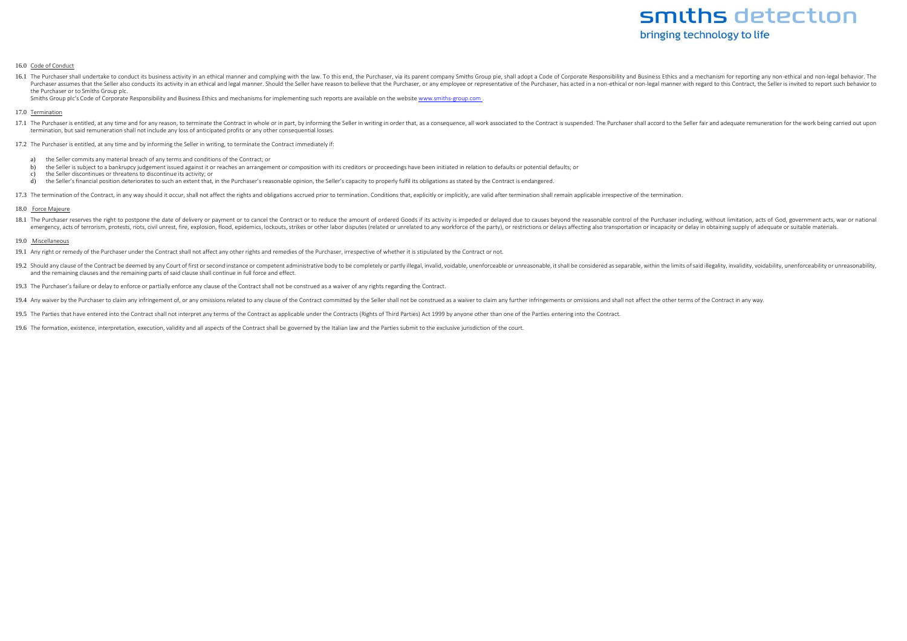16.0 Code of Conduct

16.1 The Purchaser shall undertake to conduct its business activity in an ethical manner and complying with the law. To this end, the Purchaser, via its parent company Smiths Group pie, shall adopt a Code of Corporate Responsibility and Business Ethics and a mechanism for reporting any non-ethical and non-legal behavior. The Purchaser assumes that the Seller also conducts its activity in an ethical and legal manner. Should the Seller have reason to believe that the Purchaser, or any employee or representative of the Purchaser, has acted in a non-ethical or non-legal manner with regard to this Contract, the Seller is invited to report such behavior to the Purchaser or to Smiths Group plc.

Smiths Group plc's Code of Corporate Responsibility and Business Ethics and mechanisms for implementing such reports are available on the website www.smiths-group.com .

17.0 Termination

17.1 The Purchaser is entitled, at any time and for any reason, to terminate the Contract in whole or in part, by informing the Seller in writing in order that, as a consequence, all work associated to the Contract is suspended. The Purchaser shall accord to the Seller fair and adequate remuneration for the work being carried out upon termination, but said remuneration shall not include any loss of anticipated profits or any other consequential losses.

17.2 The Purchaser is entitled, at any time and by informing the Seller in writing, to terminate the Contract immediately if:

a) the Seller commits any material breach of any terms and conditions of the Contract; or
b) the Seller is subject to a bankrupcy judgement issued against it or reaches an arrangement or composition with its creditors or proceedings have been initiated in relation to defaults or potential defaults; or
c) the Seller discontinues or threatens to discontinue its activity; or
d) the Seller's financial position deteriorates to such an extent that, in the Purchaser's reasonable opinion, the Seller's capacity to properly fulfil its obligations as stated by the Contract is endangered.

17.3 The termination of the Contract, in any way should it occur, shall not affect the rights and obligations accrued prior to termination. Conditions that, explicitly or implicitly, are valid after termination shall remain applicable irrespective of the termination.

18.0 Force Majeure

18.1 The Purchaser reserves the right to postpone the date of delivery or payment or to cancel the Contract or to reduce the amount of ordered Goods if its activity is impeded or delayed due to causes beyond the reasonable control of the Purchaser including, without limitation, acts of God, government acts, war or national emergency, acts of terrorism, protests, riots, civil unrest, fire, explosion, flood, epidemics, lockouts, strikes or other labor disputes (related or unrelated to any workforce of the party), or restrictions or delays affecting also transportation or incapacity or delay in obtaining supply of adequate or suitable materials.

19.0 Miscellaneous

19.1 Any right or remedy of the Purchaser under the Contract shall not affect any other rights and remedies of the Purchaser, irrespective of whether it is stipulated by the Contract or not.

19.2 Should any clause of the Contract be deemed by any Court of first or second instance or competent administrative body to be completely or partly illegal, invalid, voidable, unenforceable or unreasonable, it shall be considered as separable, within the limits of said illegality, invalidity, voidability, unenforceability or unreasonability, and the remaining clauses and the remaining parts of said clause shall continue in full force and effect.

19.3 The Purchaser's failure or delay to enforce or partially enforce any clause of the Contract shall not be construed as a waiver of any rights regarding the Contract.

19.4 Any waiver by the Purchaser to claim any infringement of, or any omissions related to any clause of the Contract committed by the Seller shall not be construed as a waiver to claim any further infringements or omissions and shall not affect the other terms of the Contract in any way.

19.5 The Parties that have entered into the Contract shall not interpret any terms of the Contract as applicable under the Contracts (Rights of Third Parties) Act 1999 by anyone other than one of the Parties entering into the Contract.

19.6 The formation, existence, interpretation, execution, validity and all aspects of the Contract shall be governed by the Italian law and the Parties submit to the exclusive jurisdiction of the court.